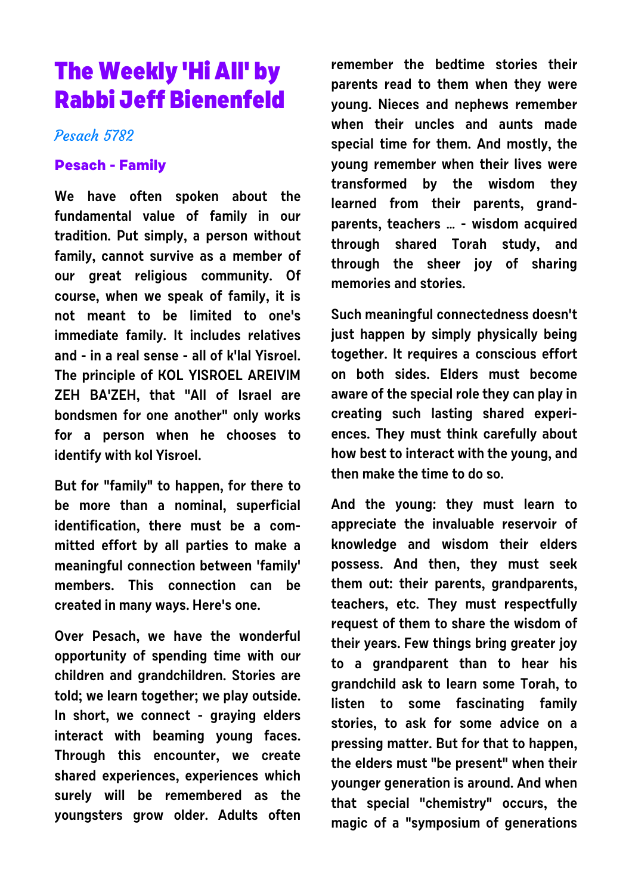# The Weekly 'Hi All' by Rabbi Jeff Bienenfeld

*Pesach 5782*

### Pesach - Family

**We have often spoken about the fundamental value of family in our tradition. Put simply, a person without family, cannot survive as a member of our great religious community. Of course, when we speak of family, it is not meant to be limited to one's immediate family. It includes relatives and - in a real sense - all of k'lal Yisroel. The principle of KOL YISROEL AREIVIM ZEH BA'ZEH, that "All of Israel are bondsmen for one another" only works for a person when he chooses to identify with kol Yisroel.**

**But for "family" to happen, for there to be more than a nominal, superficial identification, there must be a committed effort by all parties to make a meaningful connection between 'family' members. This connection can be created in many ways. Here's one.**

**Over Pesach, we have the wonderful opportunity of spending time with our children and grandchildren. Stories are told; we learn together; we play outside. In short, we connect - graying elders interact with beaming young faces. Through this encounter, we create shared experiences, experiences which surely will be remembered as the youngsters grow older. Adults often remember the bedtime stories their parents read to them when they were young. Nieces and nephews remember when their uncles and aunts made special time for them. And mostly, the young remember when their lives were transformed by the wisdom they learned from their parents, grand-parents, teachers ... - wisdom acquired through shared Torah study, and through the sheer joy of sharing memories and stories.**

**Such meaningful connectedness doesn't just happen by simply physically being together. It requires a conscious effort on both sides. Elders must become aware of the special role they can play in creating such lasting shared experiences. They must think carefully about how best to interact with the young, and then make the time to do so.**

**And the young: they must learn to appreciate the invaluable reservoir of knowledge and wisdom their elders possess. And then, they must seek them out: their parents, grandparents, teachers, etc. They must respectfully request of them to share the wisdom of their years. Few things bring greater joy to a grandparent than to hear his grandchild ask to learn some Torah, to listen to some fascinating family stories, to ask for some advice on a pressing matter. But for that to happen, the elders must "be present" when their younger generation is around. And when that special "chemistry" occurs, the magic of a "symposium of generations**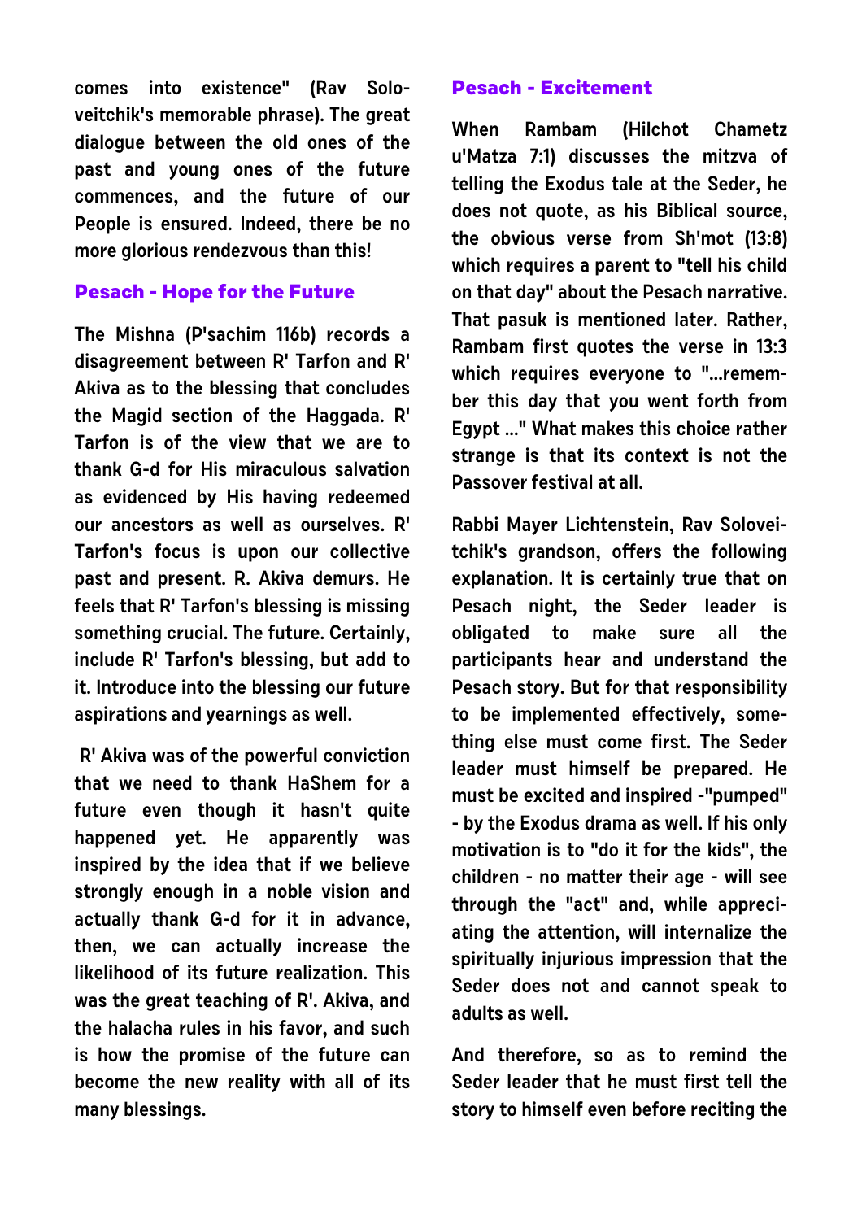comes into existence" (Rav Soloveitchik's memorable phrase). The great dialogue between the old ones of the past and young ones of the future commences, and the future of our People is ensured. Indeed, there be no more glorious rendezvous than this!

## Pesach - Hope for the Future

The Mishna (P'sachim 116b) records a disagreement between R' Tarfon and R' Akiva as to the blessing that concludes the Magid section of the Haggada. R' Tarfon is of the view that we are to thank G-d for His miraculous salvation as evidenced by His having redeemed our ancestors as well as ourselves. R' Tarfon's focus is upon our collective past and present. R. Akiva demurs. He feels that R' Tarfon's blessing is missing something crucial. The future. Certainly, include R' Tarfon's blessing, but add to it. Introduce into the blessing our future aspirations and yearnings as well.

R' Akiva was of the powerful conviction that we need to thank HaShem for a future even though it hasn't quite happened yet. He apparently was inspired by the idea that if we believe strongly enough in a noble vision and actually thank G-d for it in advance, then, we can actually increase the likelihood of its future realization. This was the great teaching of R'. Akiva, and the halacha rules in his favor, and such is how the promise of the future can become the new reality with all of its many blessings.

## Pesach - Excitement

When Rambam (Hilchot Chametz u'Matza 7:1) discusses the mitzva of telling the Exodus tale at the Seder, he does not quote, as his Biblical source, the obvious verse from Sh'mot (13:8) which requires a parent to "tell his child on that day" about the Pesach narrative. That pasuk is mentioned later. Rather, Rambam first quotes the verse in 13:3 which requires everyone to "...remember this day that you went forth from Egypt ..." What makes this choice rather strange is that its context is not the Passover festival at all.

Rabbi Mayer Lichtenstein, Rav Soloveitchik's grandson, offers the following explanation. It is certainly true that on Pesach night, the Seder leader is obligated to make sure all the participants hear and understand the Pesach story. But for that responsibility to be implemented effectively, something else must come first. The Seder leader must himself be prepared. He must be excited and inspired -"pumped" - by the Exodus drama as well. If his only motivation is to "do it for the kids", the children - no matter their age - will see through the "act" and, while appreciating the attention, will internalize the spiritually injurious impression that the Seder does not and cannot speak to adults as well.

And therefore, so as to remind the Seder leader that he must first tell the story to himself even before reciting the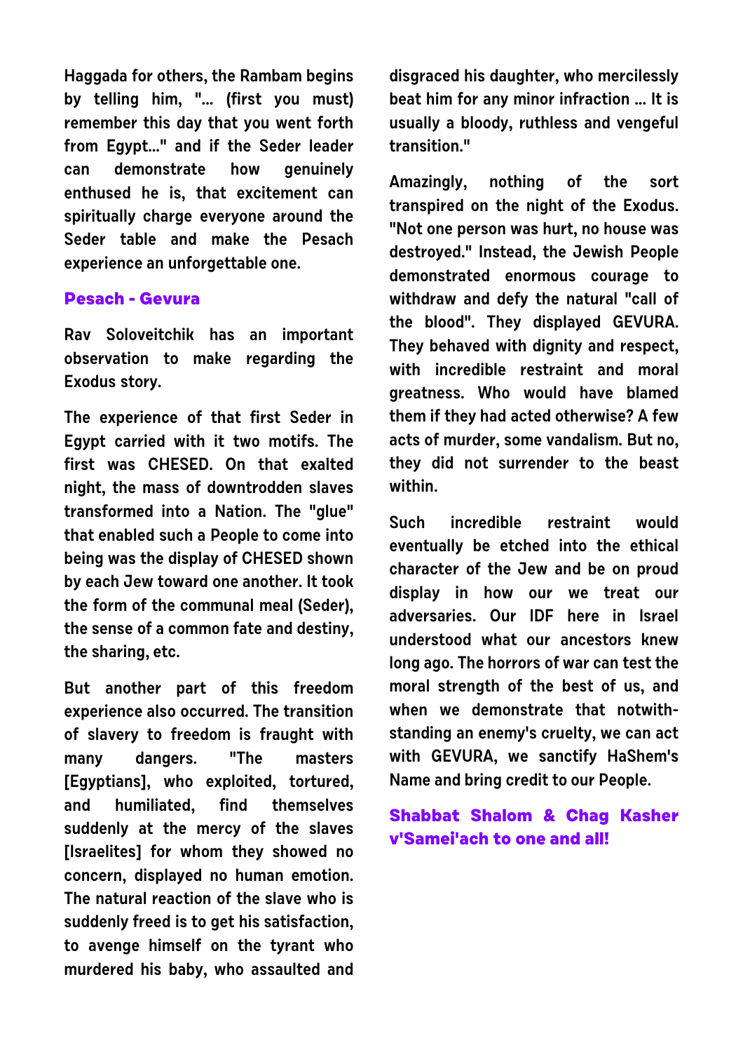**Haggada for others, the Rambam begins by telling him, "... (first you must) remember this day that you went forth from Egypt..." and if the Seder leader can demonstrate how genuinely enthused he is, that excitement can spiritually charge everyone around the Seder table and make the Pesach experience an unforgettable one.**

## Pesach - Gevura

**Rav Soloveitchik has an important observation to make regarding the Exodus story.**

**The experience of that first Seder in Egypt carried with it two motifs. The first was CHESED. On that exalted night, the mass of downtrodden slaves transformed into a Nation. The "glue" that enabled such a People to come into being was the display of CHESED shown by each Jew toward one another. It took the form of the communal meal (Seder), the sense of a common fate and destiny, the sharing, etc.**

**But another part of this freedom experience also occurred. The transition of slavery to freedom is fraught with many dangers. "The masters [Egyptians], who exploited, tortured, and humiliated, find themselves suddenly at the mercy of the slaves [Israelites] for whom they showed no concern, displayed no human emotion. The natural reaction of the slave who is suddenly freed is to get his satisfaction, to avenge himself on the tyrant who murdered his baby, who assaulted and disgraced his daughter, who mercilessly beat him for any minor infraction ... It is usually a bloody, ruthless and vengeful transition."**

**Amazingly, nothing of the sort transpired on the night of the Exodus. "Not one person was hurt, no house was destroyed." Instead, the Jewish People demonstrated enormous courage to withdraw and defy the natural "call of the blood". They displayed GEVURA. They behaved with dignity and respect, with incredible restraint and moral greatness. Who would have blamed them if they had acted otherwise? A few acts of murder, some vandalism. But no, they did not surrender to the beast within.**

**Such incredible restraint would eventually be etched into the ethical character of the Jew and be on proud display in how our we treat our adversaries. Our IDF here in Israel understood what our ancestors knew long ago. The horrors of war can test the moral strength of the best of us, and when we demonstrate that notwithstanding an enemy's cruelty, we can act with GEVURA, we sanctify HaShem's Name and bring credit to our People.**

## Shabbat Shalom & Chag Kasher v'Samei'ach to one and all!